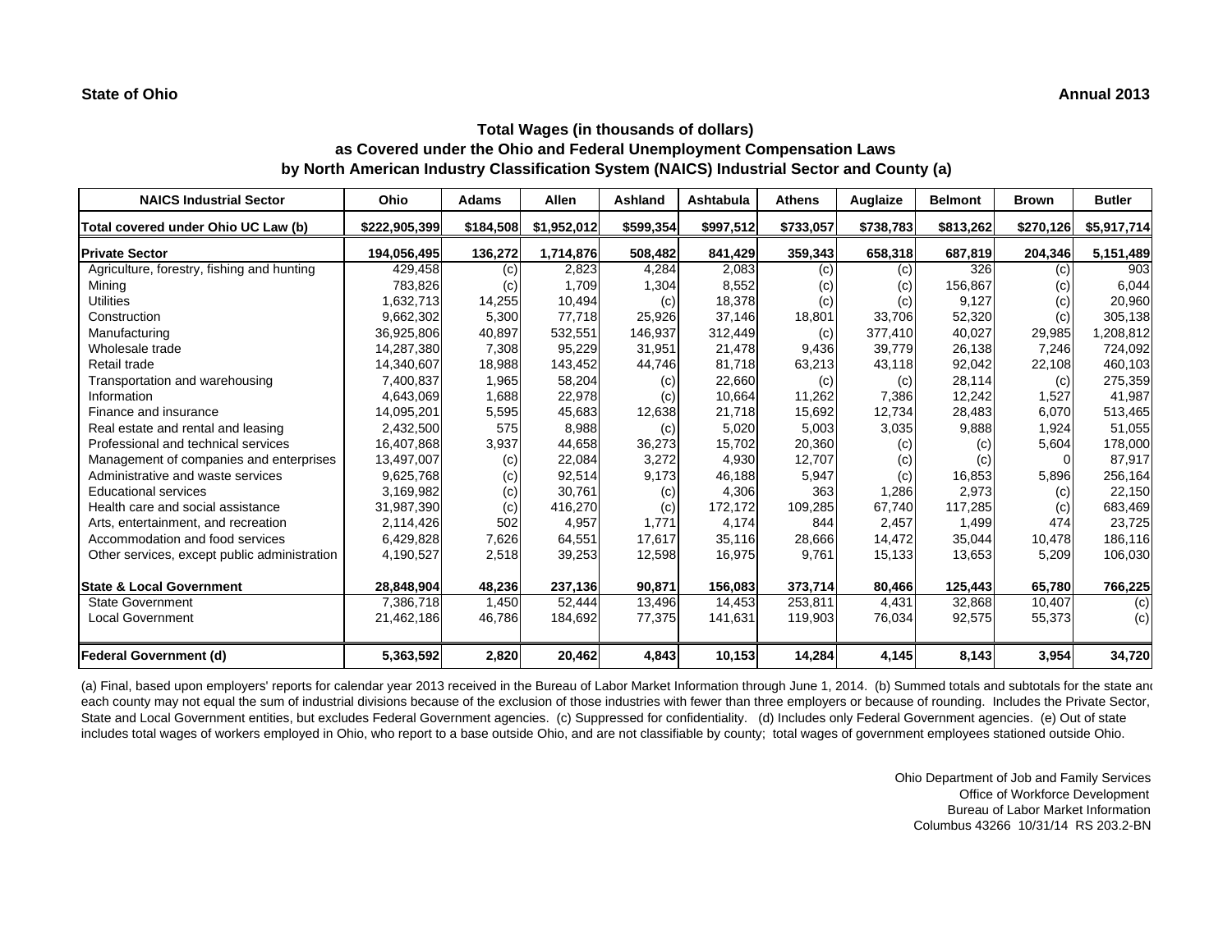**State of Ohio** **Annual 2013**

## Total Wages (in thousands of dollars)
## as Covered under the Ohio and Federal Unemployment Compensation Laws
## by North American Industry Classification System (NAICS) Industrial Sector and County (a)

| NAICS Industrial Sector | Ohio | Adams | Allen | Ashland | Ashtabula | Athens | Auglaize | Belmont | Brown | Butler |
|---|---|---|---|---|---|---|---|---|---|---|
| **Total covered under Ohio UC Law (b)** | **$222,905,399** | **$184,508** | **$1,952,012** | **$599,354** | **$997,512** | **$733,057** | **$738,783** | **$813,262** | **$270,126** | **$5,917,714** |
| **Private Sector** | **194,056,495** | **136,272** | **1,714,876** | **508,482** | **841,429** | **359,343** | **658,318** | **687,819** | **204,346** | **5,151,489** |
| Agriculture, forestry, fishing and hunting | 429,458 | (c) | 2,823 | 4,284 | 2,083 | (c) | (c) | 326 | (c) | 903 |
| Mining | 783,826 | (c) | 1,709 | 1,304 | 8,552 | (c) | (c) | 156,867 | (c) | 6,044 |
| Utilities | 1,632,713 | 14,255 | 10,494 | (c) | 18,378 | (c) | (c) | 9,127 | (c) | 20,960 |
| Construction | 9,662,302 | 5,300 | 77,718 | 25,926 | 37,146 | 18,801 | 33,706 | 52,320 | (c) | 305,138 |
| Manufacturing | 36,925,806 | 40,897 | 532,551 | 146,937 | 312,449 | (c) | 377,410 | 40,027 | 29,985 | 1,208,812 |
| Wholesale trade | 14,287,380 | 7,308 | 95,229 | 31,951 | 21,478 | 9,436 | 39,779 | 26,138 | 7,246 | 724,092 |
| Retail trade | 14,340,607 | 18,988 | 143,452 | 44,746 | 81,718 | 63,213 | 43,118 | 92,042 | 22,108 | 460,103 |
| Transportation and warehousing | 7,400,837 | 1,965 | 58,204 | (c) | 22,660 | (c) | (c) | 28,114 | (c) | 275,359 |
| Information | 4,643,069 | 1,688 | 22,978 | (c) | 10,664 | 11,262 | 7,386 | 12,242 | 1,527 | 41,987 |
| Finance and insurance | 14,095,201 | 5,595 | 45,683 | 12,638 | 21,718 | 15,692 | 12,734 | 28,483 | 6,070 | 513,465 |
| Real estate and rental and leasing | 2,432,500 | 575 | 8,988 | (c) | 5,020 | 5,003 | 3,035 | 9,888 | 1,924 | 51,055 |
| Professional and technical services | 16,407,868 | 3,937 | 44,658 | 36,273 | 15,702 | 20,360 | (c) | (c) | 5,604 | 178,000 |
| Management of companies and enterprises | 13,497,007 | (c) | 22,084 | 3,272 | 4,930 | 12,707 | (c) | (c) | 0 | 87,917 |
| Administrative and waste services | 9,625,768 | (c) | 92,514 | 9,173 | 46,188 | 5,947 | (c) | 16,853 | 5,896 | 256,164 |
| Educational services | 3,169,982 | (c) | 30,761 | (c) | 4,306 | 363 | 1,286 | 2,973 | (c) | 22,150 |
| Health care and social assistance | 31,987,390 | (c) | 416,270 | (c) | 172,172 | 109,285 | 67,740 | 117,285 | (c) | 683,469 |
| Arts, entertainment, and recreation | 2,114,426 | 502 | 4,957 | 1,771 | 4,174 | 844 | 2,457 | 1,499 | 474 | 23,725 |
| Accommodation and food services | 6,429,828 | 7,626 | 64,551 | 17,617 | 35,116 | 28,666 | 14,472 | 35,044 | 10,478 | 186,116 |
| Other services, except public administration | 4,190,527 | 2,518 | 39,253 | 12,598 | 16,975 | 9,761 | 15,133 | 13,653 | 5,209 | 106,030 |
| **State & Local Government** | **28,848,904** | **48,236** | **237,136** | **90,871** | **156,083** | **373,714** | **80,466** | **125,443** | **65,780** | **766,225** |
| State Government | 7,386,718 | 1,450 | 52,444 | 13,496 | 14,453 | 253,811 | 4,431 | 32,868 | 10,407 | (c) |
| Local Government | 21,462,186 | 46,786 | 184,692 | 77,375 | 141,631 | 119,903 | 76,034 | 92,575 | 55,373 | (c) |
| **Federal Government (d)** | **5,363,592** | **2,820** | **20,462** | **4,843** | **10,153** | **14,284** | **4,145** | **8,143** | **3,954** | **34,720** |

(a) Final, based upon employers' reports for calendar year 2013 received in the Bureau of Labor Market Information through June 1, 2014. (b) Summed totals and subtotals for the state and each county may not equal the sum of industrial divisions because of the exclusion of those industries with fewer than three employers or because of rounding. Includes the Private Sector, State and Local Government entities, but excludes Federal Government agencies. (c) Suppressed for confidentiality. (d) Includes only Federal Government agencies. (e) Out of state includes total wages of workers employed in Ohio, who report to a base outside Ohio, and are not classifiable by county; total wages of government employees stationed outside Ohio.

Ohio Department of Job and Family Services
Office of Workforce Development
Bureau of Labor Market Information
Columbus 43266 10/31/14 RS 203.2-BN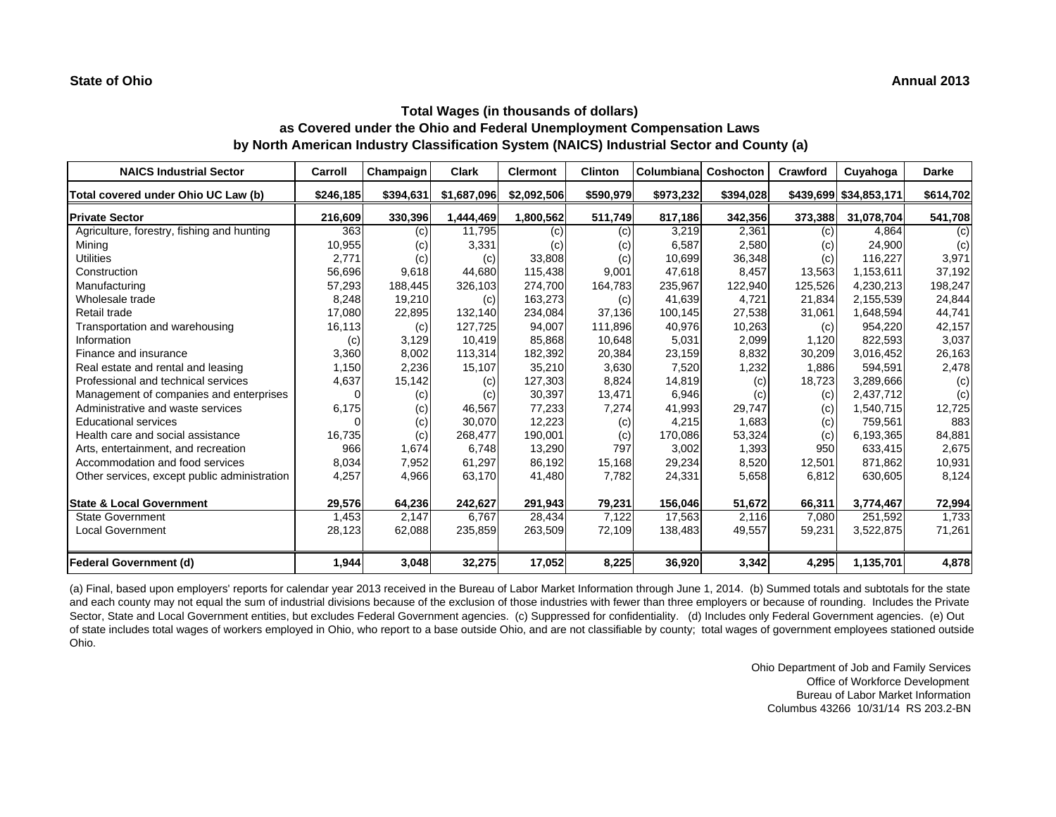**State of Ohio** **Annual 2013**

## Total Wages (in thousands of dollars)
## as Covered under the Ohio and Federal Unemployment Compensation Laws
## by North American Industry Classification System (NAICS) Industrial Sector and County (a)

| NAICS Industrial Sector | Carroll | Champaign | Clark | Clermont | Clinton | Columbiana | Coshocton | Crawford | Cuyahoga | Darke |
|---|---|---|---|---|---|---|---|---|---|---|
| **Total covered under Ohio UC Law (b)** | **$246,185** | **$394,631** | **$1,687,096** | **$2,092,506** | **$590,979** | **$973,232** | **$394,028** | **$439,699** | **$34,853,171** | **$614,702** |
| **Private Sector** | **216,609** | **330,396** | **1,444,469** | **1,800,562** | **511,749** | **817,186** | **342,356** | **373,388** | **31,078,704** | **541,708** |
| Agriculture, forestry, fishing and hunting | 363 | (c) | 11,795 | (c) | (c) | 3,219 | 2,361 | (c) | 4,864 | (c) |
| Mining | 10,955 | (c) | 3,331 | (c) | (c) | 6,587 | 2,580 | (c) | 24,900 | (c) |
| Utilities | 2,771 | (c) | (c) | 33,808 | (c) | 10,699 | 36,348 | (c) | 116,227 | 3,971 |
| Construction | 56,696 | 9,618 | 44,680 | 115,438 | 9,001 | 47,618 | 8,457 | 13,563 | 1,153,611 | 37,192 |
| Manufacturing | 57,293 | 188,445 | 326,103 | 274,700 | 164,783 | 235,967 | 122,940 | 125,526 | 4,230,213 | 198,247 |
| Wholesale trade | 8,248 | 19,210 | (c) | 163,273 | (c) | 41,639 | 4,721 | 21,834 | 2,155,539 | 24,844 |
| Retail trade | 17,080 | 22,895 | 132,140 | 234,084 | 37,136 | 100,145 | 27,538 | 31,061 | 1,648,594 | 44,741 |
| Transportation and warehousing | 16,113 | (c) | 127,725 | 94,007 | 111,896 | 40,976 | 10,263 | (c) | 954,220 | 42,157 |
| Information | (c) | 3,129 | 10,419 | 85,868 | 10,648 | 5,031 | 2,099 | 1,120 | 822,593 | 3,037 |
| Finance and insurance | 3,360 | 8,002 | 113,314 | 182,392 | 20,384 | 23,159 | 8,832 | 30,209 | 3,016,452 | 26,163 |
| Real estate and rental and leasing | 1,150 | 2,236 | 15,107 | 35,210 | 3,630 | 7,520 | 1,232 | 1,886 | 594,591 | 2,478 |
| Professional and technical services | 4,637 | 15,142 | (c) | 127,303 | 8,824 | 14,819 | (c) | 18,723 | 3,289,666 | (c) |
| Management of companies and enterprises | 0 | (c) | (c) | 30,397 | 13,471 | 6,946 | (c) | (c) | 2,437,712 | (c) |
| Administrative and waste services | 6,175 | (c) | 46,567 | 77,233 | 7,274 | 41,993 | 29,747 | (c) | 1,540,715 | 12,725 |
| Educational services | 0 | (c) | 30,070 | 12,223 | (c) | 4,215 | 1,683 | (c) | 759,561 | 883 |
| Health care and social assistance | 16,735 | (c) | 268,477 | 190,001 | (c) | 170,086 | 53,324 | (c) | 6,193,365 | 84,881 |
| Arts, entertainment, and recreation | 966 | 1,674 | 6,748 | 13,290 | 797 | 3,002 | 1,393 | 950 | 633,415 | 2,675 |
| Accommodation and food services | 8,034 | 7,952 | 61,297 | 86,192 | 15,168 | 29,234 | 8,520 | 12,501 | 871,862 | 10,931 |
| Other services, except public administration | 4,257 | 4,966 | 63,170 | 41,480 | 7,782 | 24,331 | 5,658 | 6,812 | 630,605 | 8,124 |
| **State & Local Government** | **29,576** | **64,236** | **242,627** | **291,943** | **79,231** | **156,046** | **51,672** | **66,311** | **3,774,467** | **72,994** |
| State Government | 1,453 | 2,147 | 6,767 | 28,434 | 7,122 | 17,563 | 2,116 | 7,080 | 251,592 | 1,733 |
| Local Government | 28,123 | 62,088 | 235,859 | 263,509 | 72,109 | 138,483 | 49,557 | 59,231 | 3,522,875 | 71,261 |
| **Federal Government (d)** | **1,944** | **3,048** | **32,275** | **17,052** | **8,225** | **36,920** | **3,342** | **4,295** | **1,135,701** | **4,878** |

(a) Final, based upon employers' reports for calendar year 2013 received in the Bureau of Labor Market Information through June 1, 2014. (b) Summed totals and subtotals for the state and each county may not equal the sum of industrial divisions because of the exclusion of those industries with fewer than three employers or because of rounding. Includes the Private Sector, State and Local Government entities, but excludes Federal Government agencies. (c) Suppressed for confidentiality. (d) Includes only Federal Government agencies. (e) Out of state includes total wages of workers employed in Ohio, who report to a base outside Ohio, and are not classifiable by county; total wages of government employees stationed outside Ohio.

Ohio Department of Job and Family Services
Office of Workforce Development
Bureau of Labor Market Information
Columbus 43266 10/31/14 RS 203.2-BN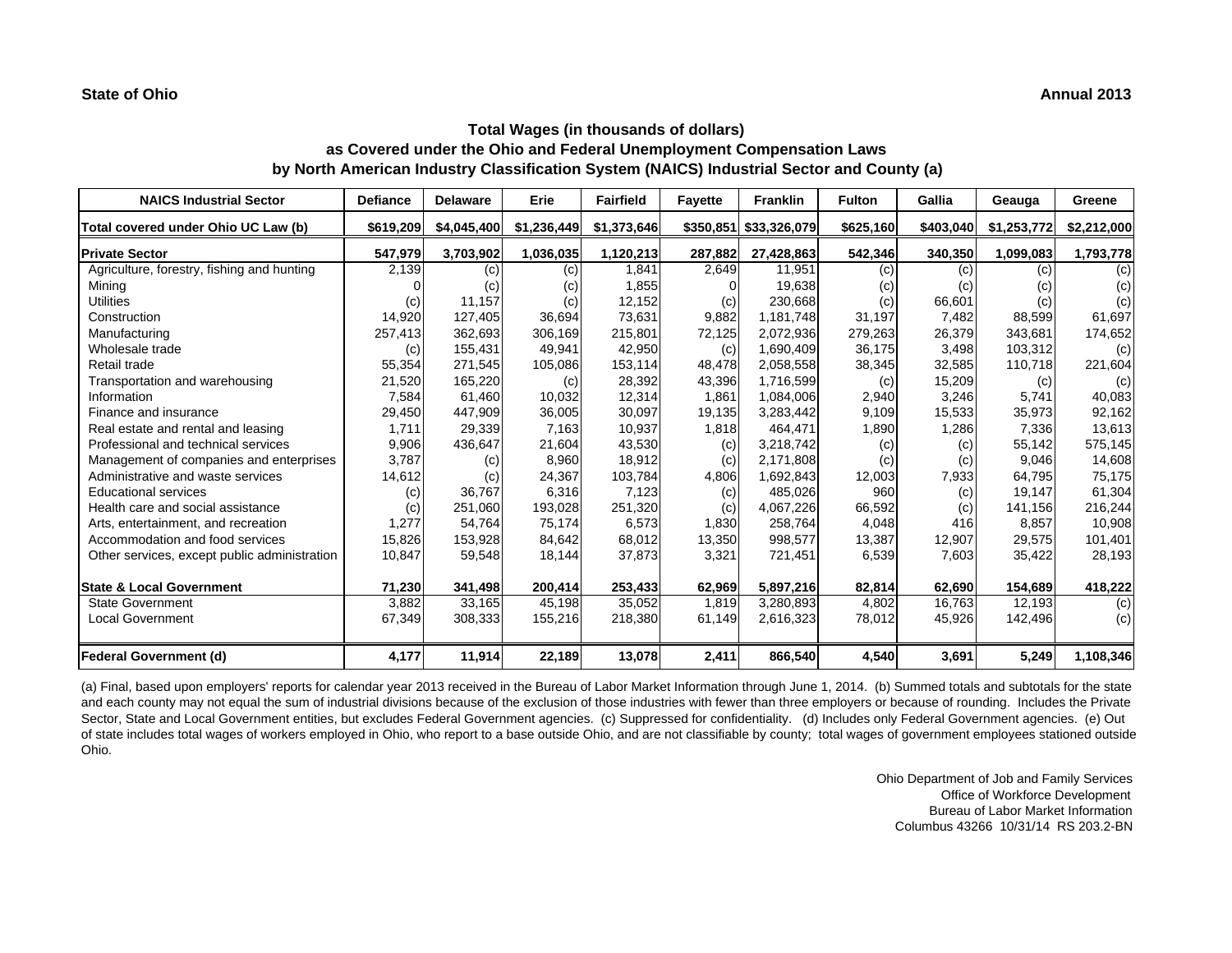**State of Ohio** **Annual 2013**

## Total Wages (in thousands of dollars)
## as Covered under the Ohio and Federal Unemployment Compensation Laws
## by North American Industry Classification System (NAICS) Industrial Sector and County (a)

| NAICS Industrial Sector | Defiance | Delaware | Erie | Fairfield | Fayette | Franklin | Fulton | Gallia | Geauga | Greene |
|---|---|---|---|---|---|---|---|---|---|---|
| **Total covered under Ohio UC Law (b)** | **$619,209** | **$4,045,400** | **$1,236,449** | **$1,373,646** | **$350,851** | **$33,326,079** | **$625,160** | **$403,040** | **$1,253,772** | **$2,212,000** |
| **Private Sector** | **547,979** | **3,703,902** | **1,036,035** | **1,120,213** | **287,882** | **27,428,863** | **542,346** | **340,350** | **1,099,083** | **1,793,778** |
| Agriculture, forestry, fishing and hunting | 2,139 | (c) | (c) | 1,841 | 2,649 | 11,951 | (c) | (c) | (c) | (c) |
| Mining | 0 | (c) | (c) | 1,855 | 0 | 19,638 | (c) | (c) | (c) | (c) |
| Utilities | (c) | 11,157 | (c) | 12,152 | (c) | 230,668 | (c) | 66,601 | (c) | (c) |
| Construction | 14,920 | 127,405 | 36,694 | 73,631 | 9,882 | 1,181,748 | 31,197 | 7,482 | 88,599 | 61,697 |
| Manufacturing | 257,413 | 362,693 | 306,169 | 215,801 | 72,125 | 2,072,936 | 279,263 | 26,379 | 343,681 | 174,652 |
| Wholesale trade | (c) | 155,431 | 49,941 | 42,950 | (c) | 1,690,409 | 36,175 | 3,498 | 103,312 | (c) |
| Retail trade | 55,354 | 271,545 | 105,086 | 153,114 | 48,478 | 2,058,558 | 38,345 | 32,585 | 110,718 | 221,604 |
| Transportation and warehousing | 21,520 | 165,220 | (c) | 28,392 | 43,396 | 1,716,599 | (c) | 15,209 | (c) | (c) |
| Information | 7,584 | 61,460 | 10,032 | 12,314 | 1,861 | 1,084,006 | 2,940 | 3,246 | 5,741 | 40,083 |
| Finance and insurance | 29,450 | 447,909 | 36,005 | 30,097 | 19,135 | 3,283,442 | 9,109 | 15,533 | 35,973 | 92,162 |
| Real estate and rental and leasing | 1,711 | 29,339 | 7,163 | 10,937 | 1,818 | 464,471 | 1,890 | 1,286 | 7,336 | 13,613 |
| Professional and technical services | 9,906 | 436,647 | 21,604 | 43,530 | (c) | 3,218,742 | (c) | (c) | 55,142 | 575,145 |
| Management of companies and enterprises | 3,787 | (c) | 8,960 | 18,912 | (c) | 2,171,808 | (c) | (c) | 9,046 | 14,608 |
| Administrative and waste services | 14,612 | (c) | 24,367 | 103,784 | 4,806 | 1,692,843 | 12,003 | 7,933 | 64,795 | 75,175 |
| Educational services | (c) | 36,767 | 6,316 | 7,123 | (c) | 485,026 | 960 | (c) | 19,147 | 61,304 |
| Health care and social assistance | (c) | 251,060 | 193,028 | 251,320 | (c) | 4,067,226 | 66,592 | (c) | 141,156 | 216,244 |
| Arts, entertainment, and recreation | 1,277 | 54,764 | 75,174 | 6,573 | 1,830 | 258,764 | 4,048 | 416 | 8,857 | 10,908 |
| Accommodation and food services | 15,826 | 153,928 | 84,642 | 68,012 | 13,350 | 998,577 | 13,387 | 12,907 | 29,575 | 101,401 |
| Other services, except public administration | 10,847 | 59,548 | 18,144 | 37,873 | 3,321 | 721,451 | 6,539 | 7,603 | 35,422 | 28,193 |
| **State & Local Government** | **71,230** | **341,498** | **200,414** | **253,433** | **62,969** | **5,897,216** | **82,814** | **62,690** | **154,689** | **418,222** |
| State Government | 3,882 | 33,165 | 45,198 | 35,052 | 1,819 | 3,280,893 | 4,802 | 16,763 | 12,193 | (c) |
| Local Government | 67,349 | 308,333 | 155,216 | 218,380 | 61,149 | 2,616,323 | 78,012 | 45,926 | 142,496 | (c) |
| **Federal Government (d)** | **4,177** | **11,914** | **22,189** | **13,078** | **2,411** | **866,540** | **4,540** | **3,691** | **5,249** | **1,108,346** |

(a) Final, based upon employers' reports for calendar year 2013 received in the Bureau of Labor Market Information through June 1, 2014. (b) Summed totals and subtotals for the state and each county may not equal the sum of industrial divisions because of the exclusion of those industries with fewer than three employers or because of rounding. Includes the Private Sector, State and Local Government entities, but excludes Federal Government agencies. (c) Suppressed for confidentiality. (d) Includes only Federal Government agencies. (e) Out of state includes total wages of workers employed in Ohio, who report to a base outside Ohio, and are not classifiable by county; total wages of government employees stationed outside Ohio.

Ohio Department of Job and Family Services
Office of Workforce Development
Bureau of Labor Market Information
Columbus 43266 10/31/14 RS 203.2-BN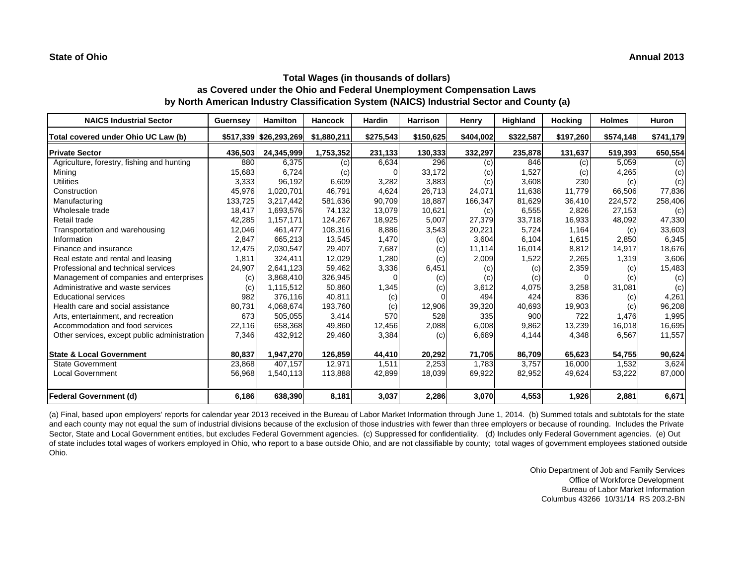**State of Ohio** **Annual 2013**

## Total Wages (in thousands of dollars)
## as Covered under the Ohio and Federal Unemployment Compensation Laws
## by North American Industry Classification System (NAICS) Industrial Sector and County (a)

| NAICS Industrial Sector | Guernsey | Hamilton | Hancock | Hardin | Harrison | Henry | Highland | Hocking | Holmes | Huron |
|---|---|---|---|---|---|---|---|---|---|---|
| **Total covered under Ohio UC Law (b)** | **$517,339** | **$26,293,269** | **$1,880,211** | **$275,543** | **$150,625** | **$404,002** | **$322,587** | **$197,260** | **$574,148** | **$741,179** |
| **Private Sector** | **436,503** | **24,345,999** | **1,753,352** | **231,133** | **130,333** | **332,297** | **235,878** | **131,637** | **519,393** | **650,554** |
| Agriculture, forestry, fishing and hunting | 880 | 6,375 | (c) | 6,634 | 296 | (c) | 846 | (c) | 5,059 | (c) |
| Mining | 15,683 | 6,724 | (c) | 0 | 33,172 | (c) | 1,527 | (c) | 4,265 | (c) |
| Utilities | 3,333 | 96,192 | 6,609 | 3,282 | 3,883 | (c) | 3,608 | 230 | (c) | (c) |
| Construction | 45,976 | 1,020,701 | 46,791 | 4,624 | 26,713 | 24,071 | 11,638 | 11,779 | 66,506 | 77,836 |
| Manufacturing | 133,725 | 3,217,442 | 581,636 | 90,709 | 18,887 | 166,347 | 81,629 | 36,410 | 224,572 | 258,406 |
| Wholesale trade | 18,417 | 1,693,576 | 74,132 | 13,079 | 10,621 | (c) | 6,555 | 2,826 | 27,153 | (c) |
| Retail trade | 42,285 | 1,157,171 | 124,267 | 18,925 | 5,007 | 27,379 | 33,718 | 16,933 | 48,092 | 47,330 |
| Transportation and warehousing | 12,046 | 461,477 | 108,316 | 8,886 | 3,543 | 20,221 | 5,724 | 1,164 | (c) | 33,603 |
| Information | 2,847 | 665,213 | 13,545 | 1,470 | (c) | 3,604 | 6,104 | 1,615 | 2,850 | 6,345 |
| Finance and insurance | 12,475 | 2,030,547 | 29,407 | 7,687 | (c) | 11,114 | 16,014 | 8,812 | 14,917 | 18,676 |
| Real estate and rental and leasing | 1,811 | 324,411 | 12,029 | 1,280 | (c) | 2,009 | 1,522 | 2,265 | 1,319 | 3,606 |
| Professional and technical services | 24,907 | 2,641,123 | 59,462 | 3,336 | 6,451 | (c) | (c) | 2,359 | (c) | 15,483 |
| Management of companies and enterprises | (c) | 3,868,410 | 326,945 | 0 | (c) | (c) | (c) | 0 | (c) | (c) |
| Administrative and waste services | (c) | 1,115,512 | 50,860 | 1,345 | (c) | 3,612 | 4,075 | 3,258 | 31,081 | (c) |
| Educational services | 982 | 376,116 | 40,811 | (c) | 0 | 494 | 424 | 836 | (c) | 4,261 |
| Health care and social assistance | 80,731 | 4,068,674 | 193,760 | (c) | 12,906 | 39,320 | 40,693 | 19,903 | (c) | 96,208 |
| Arts, entertainment, and recreation | 673 | 505,055 | 3,414 | 570 | 528 | 335 | 900 | 722 | 1,476 | 1,995 |
| Accommodation and food services | 22,116 | 658,368 | 49,860 | 12,456 | 2,088 | 6,008 | 9,862 | 13,239 | 16,018 | 16,695 |
| Other services, except public administration | 7,346 | 432,912 | 29,460 | 3,384 | (c) | 6,689 | 4,144 | 4,348 | 6,567 | 11,557 |
| **State & Local Government** | **80,837** | **1,947,270** | **126,859** | **44,410** | **20,292** | **71,705** | **86,709** | **65,623** | **54,755** | **90,624** |
| State Government | 23,868 | 407,157 | 12,971 | 1,511 | 2,253 | 1,783 | 3,757 | 16,000 | 1,532 | 3,624 |
| Local Government | 56,968 | 1,540,113 | 113,888 | 42,899 | 18,039 | 69,922 | 82,952 | 49,624 | 53,222 | 87,000 |
| **Federal Government (d)** | **6,186** | **638,390** | **8,181** | **3,037** | **2,286** | **3,070** | **4,553** | **1,926** | **2,881** | **6,671** |

(a) Final, based upon employers' reports for calendar year 2013 received in the Bureau of Labor Market Information through June 1, 2014. (b) Summed totals and subtotals for the state and each county may not equal the sum of industrial divisions because of the exclusion of those industries with fewer than three employers or because of rounding. Includes the Private Sector, State and Local Government entities, but excludes Federal Government agencies. (c) Suppressed for confidentiality. (d) Includes only Federal Government agencies. (e) Out of state includes total wages of workers employed in Ohio, who report to a base outside Ohio, and are not classifiable by county; total wages of government employees stationed outside Ohio.

Ohio Department of Job and Family Services
Office of Workforce Development
Bureau of Labor Market Information
Columbus 43266 10/31/14 RS 203.2-BN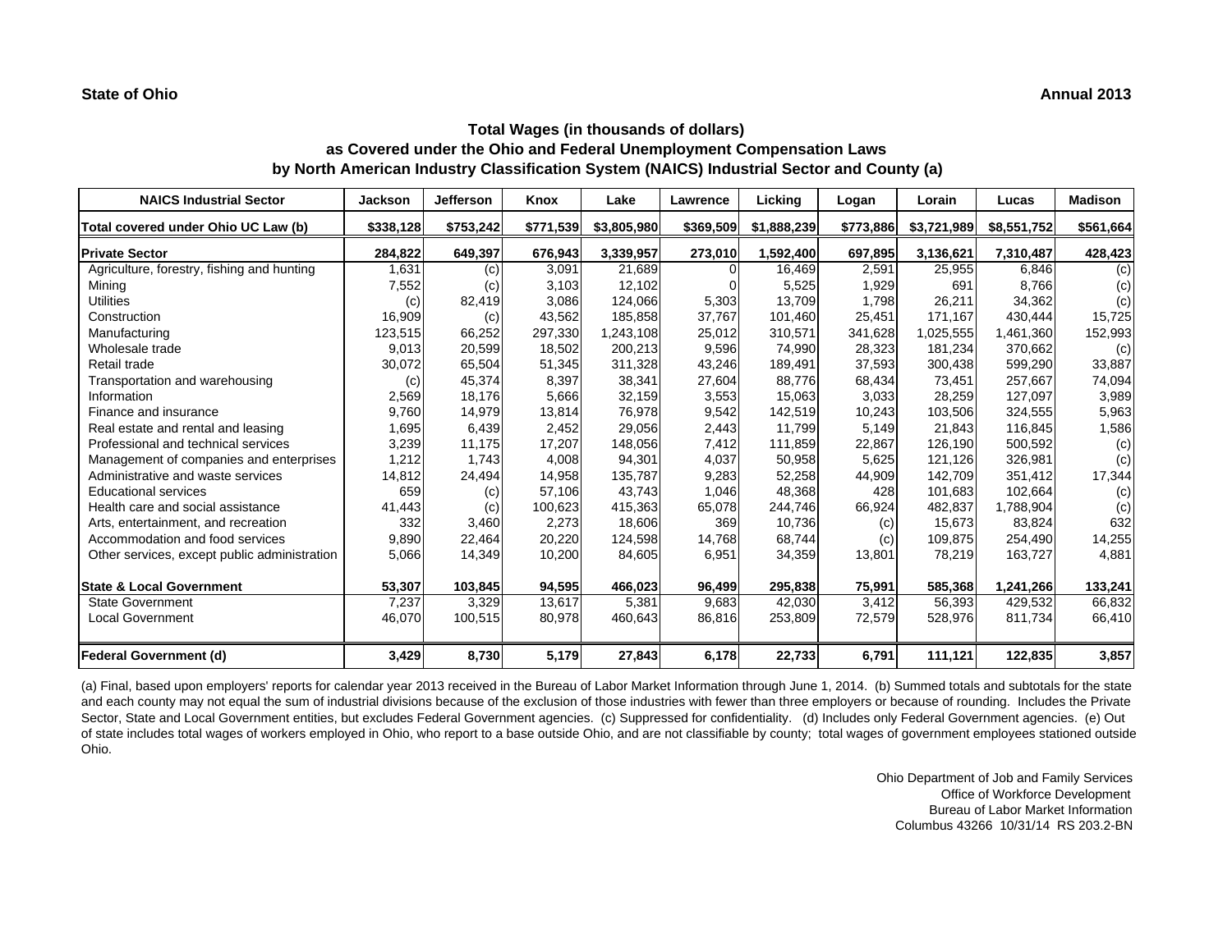**State of Ohio** **Annual 2013**

## Total Wages (in thousands of dollars)
## as Covered under the Ohio and Federal Unemployment Compensation Laws
## by North American Industry Classification System (NAICS) Industrial Sector and County (a)

| NAICS Industrial Sector | Jackson | Jefferson | Knox | Lake | Lawrence | Licking | Logan | Lorain | Lucas | Madison |
|---|---|---|---|---|---|---|---|---|---|---|
| **Total covered under Ohio UC Law (b)** | **$338,128** | **$753,242** | **$771,539** | **$3,805,980** | **$369,509** | **$1,888,239** | **$773,886** | **$3,721,989** | **$8,551,752** | **$561,664** |
| **Private Sector** | **284,822** | **649,397** | **676,943** | **3,339,957** | **273,010** | **1,592,400** | **697,895** | **3,136,621** | **7,310,487** | **428,423** |
| Agriculture, forestry, fishing and hunting | 1,631 | (c) | 3,091 | 21,689 | 0 | 16,469 | 2,591 | 25,955 | 6,846 | (c) |
| Mining | 7,552 | (c) | 3,103 | 12,102 | 0 | 5,525 | 1,929 | 691 | 8,766 | (c) |
| Utilities | (c) | 82,419 | 3,086 | 124,066 | 5,303 | 13,709 | 1,798 | 26,211 | 34,362 | (c) |
| Construction | 16,909 | (c) | 43,562 | 185,858 | 37,767 | 101,460 | 25,451 | 171,167 | 430,444 | 15,725 |
| Manufacturing | 123,515 | 66,252 | 297,330 | 1,243,108 | 25,012 | 310,571 | 341,628 | 1,025,555 | 1,461,360 | 152,993 |
| Wholesale trade | 9,013 | 20,599 | 18,502 | 200,213 | 9,596 | 74,990 | 28,323 | 181,234 | 370,662 | (c) |
| Retail trade | 30,072 | 65,504 | 51,345 | 311,328 | 43,246 | 189,491 | 37,593 | 300,438 | 599,290 | 33,887 |
| Transportation and warehousing | (c) | 45,374 | 8,397 | 38,341 | 27,604 | 88,776 | 68,434 | 73,451 | 257,667 | 74,094 |
| Information | 2,569 | 18,176 | 5,666 | 32,159 | 3,553 | 15,063 | 3,033 | 28,259 | 127,097 | 3,989 |
| Finance and insurance | 9,760 | 14,979 | 13,814 | 76,978 | 9,542 | 142,519 | 10,243 | 103,506 | 324,555 | 5,963 |
| Real estate and rental and leasing | 1,695 | 6,439 | 2,452 | 29,056 | 2,443 | 11,799 | 5,149 | 21,843 | 116,845 | 1,586 |
| Professional and technical services | 3,239 | 11,175 | 17,207 | 148,056 | 7,412 | 111,859 | 22,867 | 126,190 | 500,592 | (c) |
| Management of companies and enterprises | 1,212 | 1,743 | 4,008 | 94,301 | 4,037 | 50,958 | 5,625 | 121,126 | 326,981 | (c) |
| Administrative and waste services | 14,812 | 24,494 | 14,958 | 135,787 | 9,283 | 52,258 | 44,909 | 142,709 | 351,412 | 17,344 |
| Educational services | 659 | (c) | 57,106 | 43,743 | 1,046 | 48,368 | 428 | 101,683 | 102,664 | (c) |
| Health care and social assistance | 41,443 | (c) | 100,623 | 415,363 | 65,078 | 244,746 | 66,924 | 482,837 | 1,788,904 | (c) |
| Arts, entertainment, and recreation | 332 | 3,460 | 2,273 | 18,606 | 369 | 10,736 | (c) | 15,673 | 83,824 | 632 |
| Accommodation and food services | 9,890 | 22,464 | 20,220 | 124,598 | 14,768 | 68,744 | (c) | 109,875 | 254,490 | 14,255 |
| Other services, except public administration | 5,066 | 14,349 | 10,200 | 84,605 | 6,951 | 34,359 | 13,801 | 78,219 | 163,727 | 4,881 |
| **State & Local Government** | **53,307** | **103,845** | **94,595** | **466,023** | **96,499** | **295,838** | **75,991** | **585,368** | **1,241,266** | **133,241** |
| State Government | 7,237 | 3,329 | 13,617 | 5,381 | 9,683 | 42,030 | 3,412 | 56,393 | 429,532 | 66,832 |
| Local Government | 46,070 | 100,515 | 80,978 | 460,643 | 86,816 | 253,809 | 72,579 | 528,976 | 811,734 | 66,410 |
| **Federal Government (d)** | **3,429** | **8,730** | **5,179** | **27,843** | **6,178** | **22,733** | **6,791** | **111,121** | **122,835** | **3,857** |

(a) Final, based upon employers' reports for calendar year 2013 received in the Bureau of Labor Market Information through June 1, 2014. (b) Summed totals and subtotals for the state and each county may not equal the sum of industrial divisions because of the exclusion of those industries with fewer than three employers or because of rounding. Includes the Private Sector, State and Local Government entities, but excludes Federal Government agencies. (c) Suppressed for confidentiality. (d) Includes only Federal Government agencies. (e) Out of state includes total wages of workers employed in Ohio, who report to a base outside Ohio, and are not classifiable by county; total wages of government employees stationed outside Ohio.

Ohio Department of Job and Family Services
Office of Workforce Development
Bureau of Labor Market Information
Columbus 43266 10/31/14 RS 203.2-BN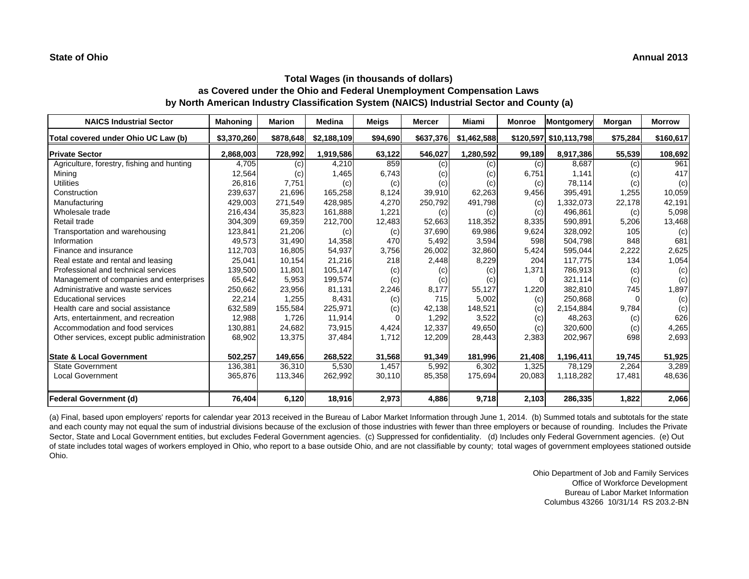**State of Ohio** **Annual 2013**

## Total Wages (in thousands of dollars)
## as Covered under the Ohio and Federal Unemployment Compensation Laws
## by North American Industry Classification System (NAICS) Industrial Sector and County (a)

| NAICS Industrial Sector | Mahoning | Marion | Medina | Meigs | Mercer | Miami | Monroe | Montgomery | Morgan | Morrow |
|---|---|---|---|---|---|---|---|---|---|---|
| Total covered under Ohio UC Law (b) | $3,370,260 | $878,648 | $2,188,109 | $94,690 | $637,376 | $1,462,588 | $120,597 | $10,113,798 | $75,284 | $160,617 |
| **Private Sector** | **2,868,003** | **728,992** | **1,919,586** | **63,122** | **546,027** | **1,280,592** | **99,189** | **8,917,386** | **55,539** | **108,692** |
| Agriculture, forestry, fishing and hunting | 4,705 | (c) | 4,210 | 859 | (c) | (c) | (c) | 8,687 | (c) | 961 |
| Mining | 12,564 | (c) | 1,465 | 6,743 | (c) | (c) | 6,751 | 1,141 | (c) | 417 |
| Utilities | 26,816 | 7,751 | (c) | (c) | (c) | (c) | (c) | 78,114 | (c) | (c) |
| Construction | 239,637 | 21,696 | 165,258 | 8,124 | 39,910 | 62,263 | 9,456 | 395,491 | 1,255 | 10,059 |
| Manufacturing | 429,003 | 271,549 | 428,985 | 4,270 | 250,792 | 491,798 | (c) | 1,332,073 | 22,178 | 42,191 |
| Wholesale trade | 216,434 | 35,823 | 161,888 | 1,221 | (c) | (c) | (c) | 496,861 | (c) | 5,098 |
| Retail trade | 304,309 | 69,359 | 212,700 | 12,483 | 52,663 | 118,352 | 8,335 | 590,891 | 5,206 | 13,468 |
| Transportation and warehousing | 123,841 | 21,206 | (c) | (c) | 37,690 | 69,986 | 9,624 | 328,092 | 105 | (c) |
| Information | 49,573 | 31,490 | 14,358 | 470 | 5,492 | 3,594 | 598 | 504,798 | 848 | 681 |
| Finance and insurance | 112,703 | 16,805 | 54,937 | 3,756 | 26,002 | 32,860 | 5,424 | 595,044 | 2,222 | 2,625 |
| Real estate and rental and leasing | 25,041 | 10,154 | 21,216 | 218 | 2,448 | 8,229 | 204 | 117,775 | 134 | 1,054 |
| Professional and technical services | 139,500 | 11,801 | 105,147 | (c) | (c) | (c) | 1,371 | 786,913 | (c) | (c) |
| Management of companies and enterprises | 65,642 | 5,953 | 199,574 | (c) | (c) | (c) | 0 | 321,114 | (c) | (c) |
| Administrative and waste services | 250,662 | 23,956 | 81,131 | 2,246 | 8,177 | 55,127 | 1,220 | 382,810 | 745 | 1,897 |
| Educational services | 22,214 | 1,255 | 8,431 | (c) | 715 | 5,002 | (c) | 250,868 | 0 | (c) |
| Health care and social assistance | 632,589 | 155,584 | 225,971 | (c) | 42,138 | 148,521 | (c) | 2,154,884 | 9,784 | (c) |
| Arts, entertainment, and recreation | 12,988 | 1,726 | 11,914 | 0 | 1,292 | 3,522 | (c) | 48,263 | (c) | 626 |
| Accommodation and food services | 130,881 | 24,682 | 73,915 | 4,424 | 12,337 | 49,650 | (c) | 320,600 | (c) | 4,265 |
| Other services, except public administration | 68,902 | 13,375 | 37,484 | 1,712 | 12,209 | 28,443 | 2,383 | 202,967 | 698 | 2,693 |
| **State & Local Government** | **502,257** | **149,656** | **268,522** | **31,568** | **91,349** | **181,996** | **21,408** | **1,196,411** | **19,745** | **51,925** |
| State Government | 136,381 | 36,310 | 5,530 | 1,457 | 5,992 | 6,302 | 1,325 | 78,129 | 2,264 | 3,289 |
| Local Government | 365,876 | 113,346 | 262,992 | 30,110 | 85,358 | 175,694 | 20,083 | 1,118,282 | 17,481 | 48,636 |
| **Federal Government (d)** | **76,404** | **6,120** | **18,916** | **2,973** | **4,886** | **9,718** | **2,103** | **286,335** | **1,822** | **2,066** |

(a) Final, based upon employers' reports for calendar year 2013 received in the Bureau of Labor Market Information through June 1, 2014. (b) Summed totals and subtotals for the state and each county may not equal the sum of industrial divisions because of the exclusion of those industries with fewer than three employers or because of rounding. Includes the Private Sector, State and Local Government entities, but excludes Federal Government agencies. (c) Suppressed for confidentiality. (d) Includes only Federal Government agencies. (e) Out of state includes total wages of workers employed in Ohio, who report to a base outside Ohio, and are not classifiable by county; total wages of government employees stationed outside Ohio.

Ohio Department of Job and Family Services
Office of Workforce Development
Bureau of Labor Market Information
Columbus 43266 10/31/14 RS 203.2-BN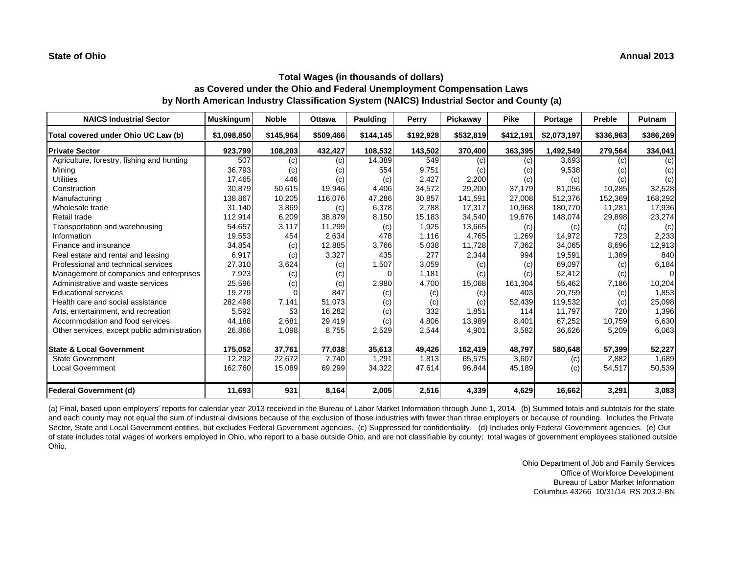**State of Ohio** **Annual 2013**

## Total Wages (in thousands of dollars)
## as Covered under the Ohio and Federal Unemployment Compensation Laws
## by North American Industry Classification System (NAICS) Industrial Sector and County (a)

| NAICS Industrial Sector | Muskingum | Noble | Ottawa | Paulding | Perry | Pickaway | Pike | Portage | Preble | Putnam |
|---|---|---|---|---|---|---|---|---|---|---|
| **Total covered under Ohio UC Law (b)** | **$1,098,850** | **$145,964** | **$509,466** | **$144,145** | **$192,928** | **$532,819** | **$412,191** | **$2,073,197** | **$336,963** | **$386,269** |
| **Private Sector** | **923,799** | **108,203** | **432,427** | **108,532** | **143,502** | **370,400** | **363,395** | **1,492,549** | **279,564** | **334,041** |
| Agriculture, forestry, fishing and hunting | 507 | (c) | (c) | 14,389 | 549 | (c) | (c) | 3,693 | (c) | (c) |
| Mining | 36,793 | (c) | (c) | 554 | 9,751 | (c) | (c) | 9,538 | (c) | (c) |
| Utilities | 17,465 | 446 | (c) | (c) | 2,427 | 2,200 | (c) | (c) | (c) | (c) |
| Construction | 30,879 | 50,615 | 19,946 | 4,406 | 34,572 | 29,200 | 37,179 | 81,056 | 10,285 | 32,528 |
| Manufacturing | 138,867 | 10,205 | 116,076 | 47,286 | 30,857 | 141,591 | 27,008 | 512,376 | 152,369 | 168,292 |
| Wholesale trade | 31,140 | 3,869 | (c) | 6,378 | 2,788 | 17,317 | 10,968 | 180,770 | 11,281 | 17,936 |
| Retail trade | 112,914 | 6,209 | 38,879 | 8,150 | 15,183 | 34,540 | 19,676 | 148,074 | 29,898 | 23,274 |
| Transportation and warehousing | 54,657 | 3,117 | 11,299 | (c) | 1,925 | 13,665 | (c) | (c) | (c) | (c) |
| Information | 19,553 | 454 | 2,634 | 478 | 1,116 | 4,765 | 1,269 | 14,972 | 723 | 2,233 |
| Finance and insurance | 34,854 | (c) | 12,885 | 3,766 | 5,038 | 11,728 | 7,362 | 34,065 | 8,696 | 12,913 |
| Real estate and rental and leasing | 6,917 | (c) | 3,327 | 435 | 277 | 2,344 | 994 | 19,591 | 1,389 | 840 |
| Professional and technical services | 27,310 | 3,624 | (c) | 1,507 | 3,059 | (c) | (c) | 69,097 | (c) | 6,184 |
| Management of companies and enterprises | 7,923 | (c) | (c) | 0 | 1,181 | (c) | (c) | 52,412 | (c) | 0 |
| Administrative and waste services | 25,596 | (c) | (c) | 2,980 | 4,700 | 15,068 | 161,304 | 55,462 | 7,186 | 10,204 |
| Educational services | 19,279 | 0 | 847 | (c) | (c) | (c) | 403 | 20,759 | (c) | 1,853 |
| Health care and social assistance | 282,498 | 7,141 | 51,073 | (c) | (c) | (c) | 52,439 | 119,532 | (c) | 25,098 |
| Arts, entertainment, and recreation | 5,592 | 53 | 16,282 | (c) | 332 | 1,851 | 114 | 11,797 | 720 | 1,396 |
| Accommodation and food services | 44,188 | 2,681 | 29,419 | (c) | 4,806 | 13,989 | 8,401 | 67,252 | 10,759 | 6,630 |
| Other services, except public administration | 26,866 | 1,098 | 8,755 | 2,529 | 2,544 | 4,901 | 3,582 | 36,626 | 5,209 | 6,063 |
| **State & Local Government** | **175,052** | **37,761** | **77,038** | **35,613** | **49,426** | **162,419** | **48,797** | **580,648** | **57,399** | **52,227** |
| State Government | 12,292 | 22,672 | 7,740 | 1,291 | 1,813 | 65,575 | 3,607 | (c) | 2,882 | 1,689 |
| Local Government | 162,760 | 15,089 | 69,299 | 34,322 | 47,614 | 96,844 | 45,189 | (c) | 54,517 | 50,539 |
| **Federal Government (d)** | **11,693** | **931** | **8,164** | **2,005** | **2,516** | **4,339** | **4,629** | **16,662** | **3,291** | **3,083** |

(a) Final, based upon employers' reports for calendar year 2013 received in the Bureau of Labor Market Information through June 1, 2014. (b) Summed totals and subtotals for the state and each county may not equal the sum of industrial divisions because of the exclusion of those industries with fewer than three employers or because of rounding. Includes the Private Sector, State and Local Government entities, but excludes Federal Government agencies. (c) Suppressed for confidentiality. (d) Includes only Federal Government agencies. (e) Out of state includes total wages of workers employed in Ohio, who report to a base outside Ohio, and are not classifiable by county; total wages of government employees stationed outside Ohio.

Ohio Department of Job and Family Services
Office of Workforce Development
Bureau of Labor Market Information
Columbus 43266 10/31/14 RS 203.2-BN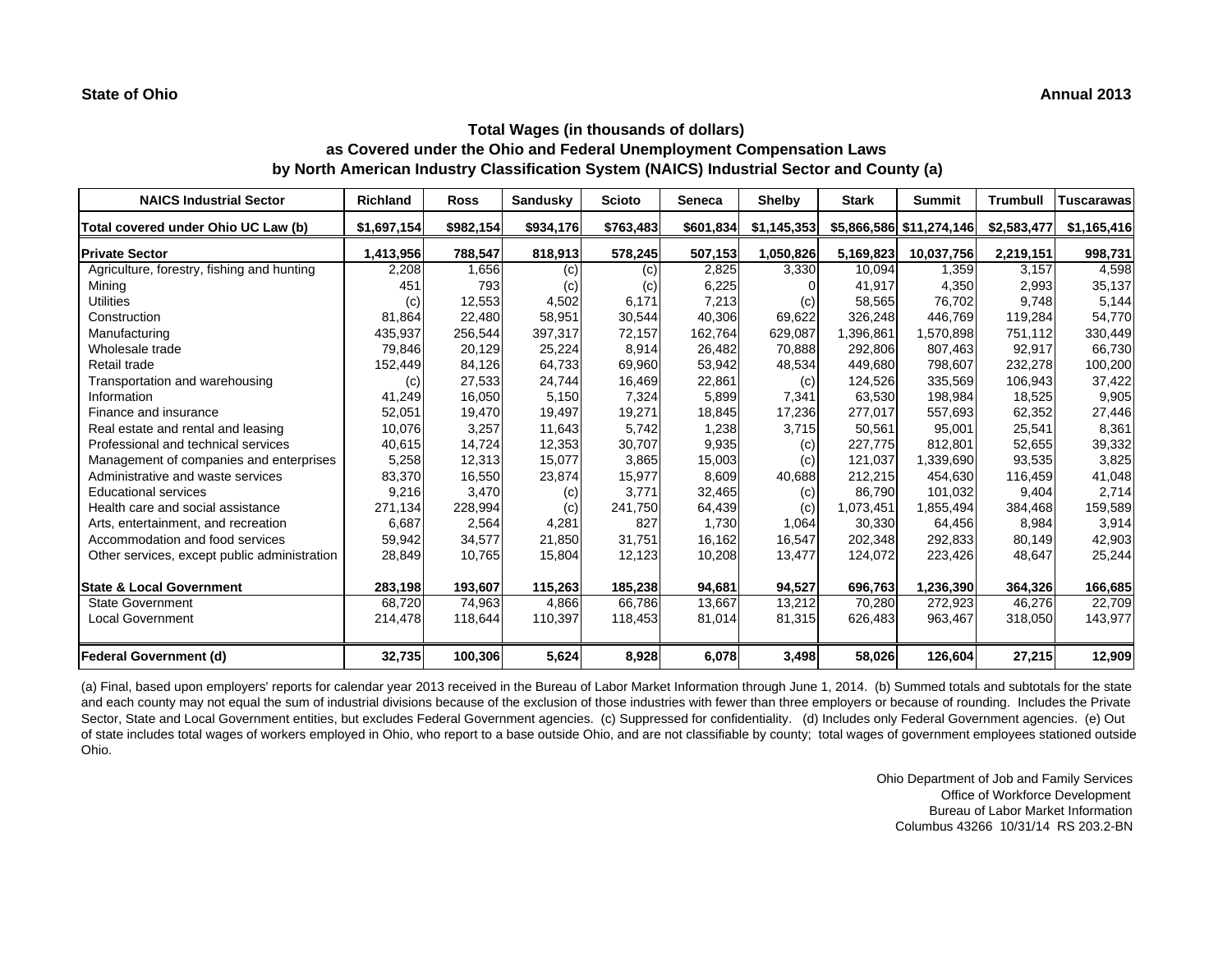**State of Ohio** **Annual 2013**

## Total Wages (in thousands of dollars)
## as Covered under the Ohio and Federal Unemployment Compensation Laws
## by North American Industry Classification System (NAICS) Industrial Sector and County (a)

| NAICS Industrial Sector | Richland | Ross | Sandusky | Scioto | Seneca | Shelby | Stark | Summit | Trumbull | Tuscarawas |
|---|---|---|---|---|---|---|---|---|---|---|
| Total covered under Ohio UC Law (b) | $1,697,154 | $982,154 | $934,176 | $763,483 | $601,834 | $1,145,353 | $5,866,586 | $11,274,146 | $2,583,477 | $1,165,416 |
| **Private Sector** | **1,413,956** | **788,547** | **818,913** | **578,245** | **507,153** | **1,050,826** | **5,169,823** | **10,037,756** | **2,219,151** | **998,731** |
| Agriculture, forestry, fishing and hunting | 2,208 | 1,656 | (c) | (c) | 2,825 | 3,330 | 10,094 | 1,359 | 3,157 | 4,598 |
| Mining | 451 | 793 | (c) | (c) | 6,225 | 0 | 41,917 | 4,350 | 2,993 | 35,137 |
| Utilities | (c) | 12,553 | 4,502 | 6,171 | 7,213 | (c) | 58,565 | 76,702 | 9,748 | 5,144 |
| Construction | 81,864 | 22,480 | 58,951 | 30,544 | 40,306 | 69,622 | 326,248 | 446,769 | 119,284 | 54,770 |
| Manufacturing | 435,937 | 256,544 | 397,317 | 72,157 | 162,764 | 629,087 | 1,396,861 | 1,570,898 | 751,112 | 330,449 |
| Wholesale trade | 79,846 | 20,129 | 25,224 | 8,914 | 26,482 | 70,888 | 292,806 | 807,463 | 92,917 | 66,730 |
| Retail trade | 152,449 | 84,126 | 64,733 | 69,960 | 53,942 | 48,534 | 449,680 | 798,607 | 232,278 | 100,200 |
| Transportation and warehousing | (c) | 27,533 | 24,744 | 16,469 | 22,861 | (c) | 124,526 | 335,569 | 106,943 | 37,422 |
| Information | 41,249 | 16,050 | 5,150 | 7,324 | 5,899 | 7,341 | 63,530 | 198,984 | 18,525 | 9,905 |
| Finance and insurance | 52,051 | 19,470 | 19,497 | 19,271 | 18,845 | 17,236 | 277,017 | 557,693 | 62,352 | 27,446 |
| Real estate and rental and leasing | 10,076 | 3,257 | 11,643 | 5,742 | 1,238 | 3,715 | 50,561 | 95,001 | 25,541 | 8,361 |
| Professional and technical services | 40,615 | 14,724 | 12,353 | 30,707 | 9,935 | (c) | 227,775 | 812,801 | 52,655 | 39,332 |
| Management of companies and enterprises | 5,258 | 12,313 | 15,077 | 3,865 | 15,003 | (c) | 121,037 | 1,339,690 | 93,535 | 3,825 |
| Administrative and waste services | 83,370 | 16,550 | 23,874 | 15,977 | 8,609 | 40,688 | 212,215 | 454,630 | 116,459 | 41,048 |
| Educational services | 9,216 | 3,470 | (c) | 3,771 | 32,465 | (c) | 86,790 | 101,032 | 9,404 | 2,714 |
| Health care and social assistance | 271,134 | 228,994 | (c) | 241,750 | 64,439 | (c) | 1,073,451 | 1,855,494 | 384,468 | 159,589 |
| Arts, entertainment, and recreation | 6,687 | 2,564 | 4,281 | 827 | 1,730 | 1,064 | 30,330 | 64,456 | 8,984 | 3,914 |
| Accommodation and food services | 59,942 | 34,577 | 21,850 | 31,751 | 16,162 | 16,547 | 202,348 | 292,833 | 80,149 | 42,903 |
| Other services, except public administration | 28,849 | 10,765 | 15,804 | 12,123 | 10,208 | 13,477 | 124,072 | 223,426 | 48,647 | 25,244 |
| **State & Local Government** | **283,198** | **193,607** | **115,263** | **185,238** | **94,681** | **94,527** | **696,763** | **1,236,390** | **364,326** | **166,685** |
| State Government | 68,720 | 74,963 | 4,866 | 66,786 | 13,667 | 13,212 | 70,280 | 272,923 | 46,276 | 22,709 |
| Local Government | 214,478 | 118,644 | 110,397 | 118,453 | 81,014 | 81,315 | 626,483 | 963,467 | 318,050 | 143,977 |
| **Federal Government (d)** | **32,735** | **100,306** | **5,624** | **8,928** | **6,078** | **3,498** | **58,026** | **126,604** | **27,215** | **12,909** |

(a) Final, based upon employers' reports for calendar year 2013 received in the Bureau of Labor Market Information through June 1, 2014. (b) Summed totals and subtotals for the state and each county may not equal the sum of industrial divisions because of the exclusion of those industries with fewer than three employers or because of rounding. Includes the Private Sector, State and Local Government entities, but excludes Federal Government agencies. (c) Suppressed for confidentiality. (d) Includes only Federal Government agencies. (e) Out of state includes total wages of workers employed in Ohio, who report to a base outside Ohio, and are not classifiable by county; total wages of government employees stationed outside Ohio.

Ohio Department of Job and Family Services
Office of Workforce Development
Bureau of Labor Market Information
Columbus 43266 10/31/14 RS 203.2-BN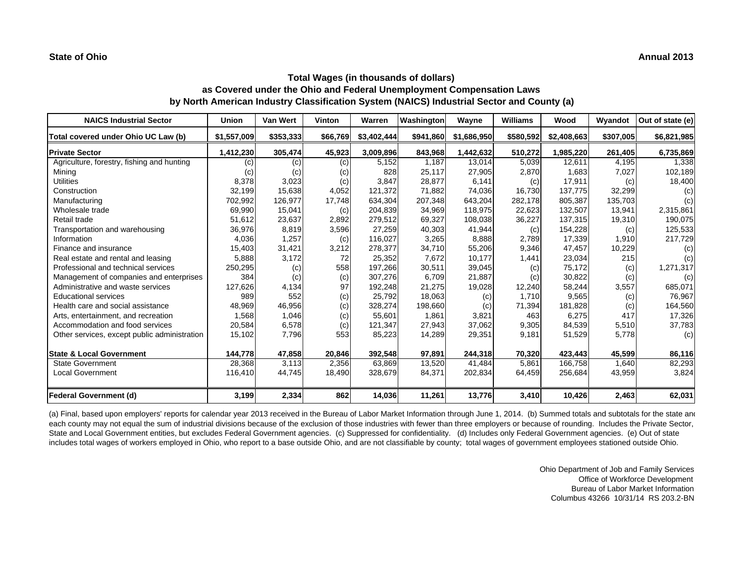**State of Ohio** **Annual 2013**

## Total Wages (in thousands of dollars)
## as Covered under the Ohio and Federal Unemployment Compensation Laws
## by North American Industry Classification System (NAICS) Industrial Sector and County (a)

| NAICS Industrial Sector | Union | Van Wert | Vinton | Warren | Washington | Wayne | Williams | Wood | Wyandot | Out of state (e) |
|---|---|---|---|---|---|---|---|---|---|---|
| **Total covered under Ohio UC Law (b)** | **$1,557,009** | **$353,333** | **$66,769** | **$3,402,444** | **$941,860** | **$1,686,950** | **$580,592** | **$2,408,663** | **$307,005** | **$6,821,985** |
| **Private Sector** | **1,412,230** | **305,474** | **45,923** | **3,009,896** | **843,968** | **1,442,632** | **510,272** | **1,985,220** | **261,405** | **6,735,869** |
| Agriculture, forestry, fishing and hunting | (c) | (c) | (c) | 5,152 | 1,187 | 13,014 | 5,039 | 12,611 | 4,195 | 1,338 |
| Mining | (c) | (c) | (c) | 828 | 25,117 | 27,905 | 2,870 | 1,683 | 7,027 | 102,189 |
| Utilities | 8,378 | 3,023 | (c) | 3,847 | 28,877 | 6,141 | (c) | 17,911 | (c) | 18,400 |
| Construction | 32,199 | 15,638 | 4,052 | 121,372 | 71,882 | 74,036 | 16,730 | 137,775 | 32,299 | (c) |
| Manufacturing | 702,992 | 126,977 | 17,748 | 634,304 | 207,348 | 643,204 | 282,178 | 805,387 | 135,703 | (c) |
| Wholesale trade | 69,990 | 15,041 | (c) | 204,839 | 34,969 | 118,975 | 22,623 | 132,507 | 13,941 | 2,315,861 |
| Retail trade | 51,612 | 23,637 | 2,892 | 279,512 | 69,327 | 108,038 | 36,227 | 137,315 | 19,310 | 190,075 |
| Transportation and warehousing | 36,976 | 8,819 | 3,596 | 27,259 | 40,303 | 41,944 | (c) | 154,228 | (c) | 125,533 |
| Information | 4,036 | 1,257 | (c) | 116,027 | 3,265 | 8,888 | 2,789 | 17,339 | 1,910 | 217,729 |
| Finance and insurance | 15,403 | 31,421 | 3,212 | 278,377 | 34,710 | 55,206 | 9,346 | 47,457 | 10,229 | (c) |
| Real estate and rental and leasing | 5,888 | 3,172 | 72 | 25,352 | 7,672 | 10,177 | 1,441 | 23,034 | 215 | (c) |
| Professional and technical services | 250,295 | (c) | 558 | 197,266 | 30,511 | 39,045 | (c) | 75,172 | (c) | 1,271,317 |
| Management of companies and enterprises | 384 | (c) | (c) | 307,276 | 6,709 | 21,887 | (c) | 30,822 | (c) | (c) |
| Administrative and waste services | 127,626 | 4,134 | 97 | 192,248 | 21,275 | 19,028 | 12,240 | 58,244 | 3,557 | 685,071 |
| Educational services | 989 | 552 | (c) | 25,792 | 18,063 | (c) | 1,710 | 9,565 | (c) | 76,967 |
| Health care and social assistance | 48,969 | 46,956 | (c) | 328,274 | 198,660 | (c) | 71,394 | 181,828 | (c) | 164,560 |
| Arts, entertainment, and recreation | 1,568 | 1,046 | (c) | 55,601 | 1,861 | 3,821 | 463 | 6,275 | 417 | 17,326 |
| Accommodation and food services | 20,584 | 6,578 | (c) | 121,347 | 27,943 | 37,062 | 9,305 | 84,539 | 5,510 | 37,783 |
| Other services, except public administration | 15,102 | 7,796 | 553 | 85,223 | 14,289 | 29,351 | 9,181 | 51,529 | 5,778 | (c) |
| **State & Local Government** | **144,778** | **47,858** | **20,846** | **392,548** | **97,891** | **244,318** | **70,320** | **423,443** | **45,599** | **86,116** |
| State Government | 28,368 | 3,113 | 2,356 | 63,869 | 13,520 | 41,484 | 5,861 | 166,758 | 1,640 | 82,293 |
| Local Government | 116,410 | 44,745 | 18,490 | 328,679 | 84,371 | 202,834 | 64,459 | 256,684 | 43,959 | 3,824 |
| **Federal Government (d)** | **3,199** | **2,334** | **862** | **14,036** | **11,261** | **13,776** | **3,410** | **10,426** | **2,463** | **62,031** |

(a) Final, based upon employers' reports for calendar year 2013 received in the Bureau of Labor Market Information through June 1, 2014. (b) Summed totals and subtotals for the state and each county may not equal the sum of industrial divisions because of the exclusion of those industries with fewer than three employers or because of rounding. Includes the Private Sector, State and Local Government entities, but excludes Federal Government agencies. (c) Suppressed for confidentiality. (d) Includes only Federal Government agencies. (e) Out of state includes total wages of workers employed in Ohio, who report to a base outside Ohio, and are not classifiable by county; total wages of government employees stationed outside Ohio.

Ohio Department of Job and Family Services
Office of Workforce Development
Bureau of Labor Market Information
Columbus 43266 10/31/14 RS 203.2-BN